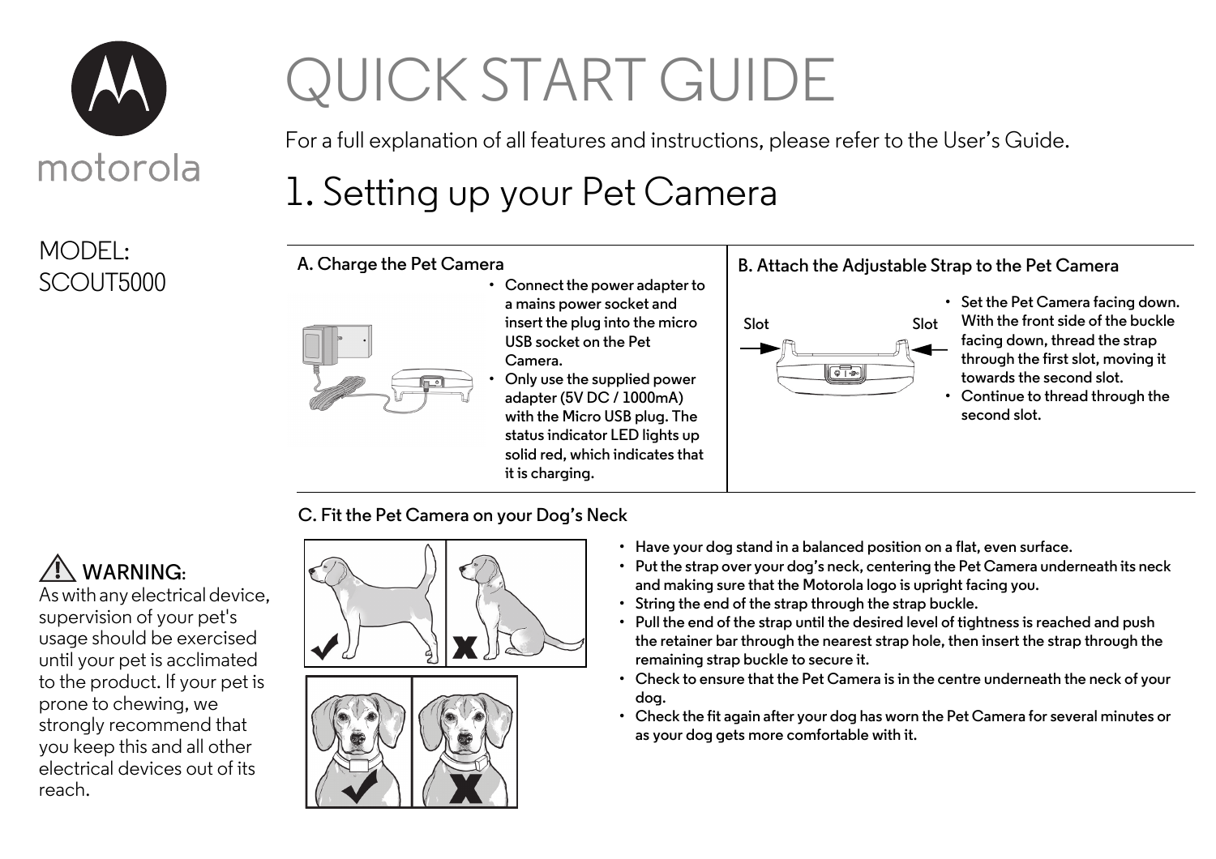motorola

MODEL:
SCOUT5000

# QUICK START GUIDE

For a full explanation of all features and instructions, please refer to the User's Guide.

## 1. Setting up your Pet Camera

### A. Charge the Pet Camera

- Connect the power adapter to a mains power socket and insert the plug into the micro USB socket on the Pet Camera.
- Only use the supplied power adapter (5V DC / 1000mA) with the Micro USB plug. The status indicator LED lights up solid red, which indicates that it is charging.

### B. Attach the Adjustable Strap to the Pet Camera

Slot    Slot

- Set the Pet Camera facing down. With the front side of the buckle facing down, thread the strap through the first slot, moving it towards the second slot.
- Continue to thread through the second slot.

### C. Fit the Pet Camera on your Dog's Neck

- Have your dog stand in a balanced position on a flat, even surface.
- Put the strap over your dog's neck, centering the Pet Camera underneath its neck and making sure that the Motorola logo is upright facing you.
- String the end of the strap through the strap buckle.
- Pull the end of the strap until the desired level of tightness is reached and push the retainer bar through the nearest strap hole, then insert the strap through the remaining strap buckle to secure it.
- Check to ensure that the Pet Camera is in the centre underneath the neck of your dog.
- Check the fit again after your dog has worn the Pet Camera for several minutes or as your dog gets more comfortable with it.

**⚠ WARNING:**
As with any electrical device, supervision of your pet's usage should be exercised until your pet is acclimated to the product. If your pet is prone to chewing, we strongly recommend that you keep this and all other electrical devices out of its reach.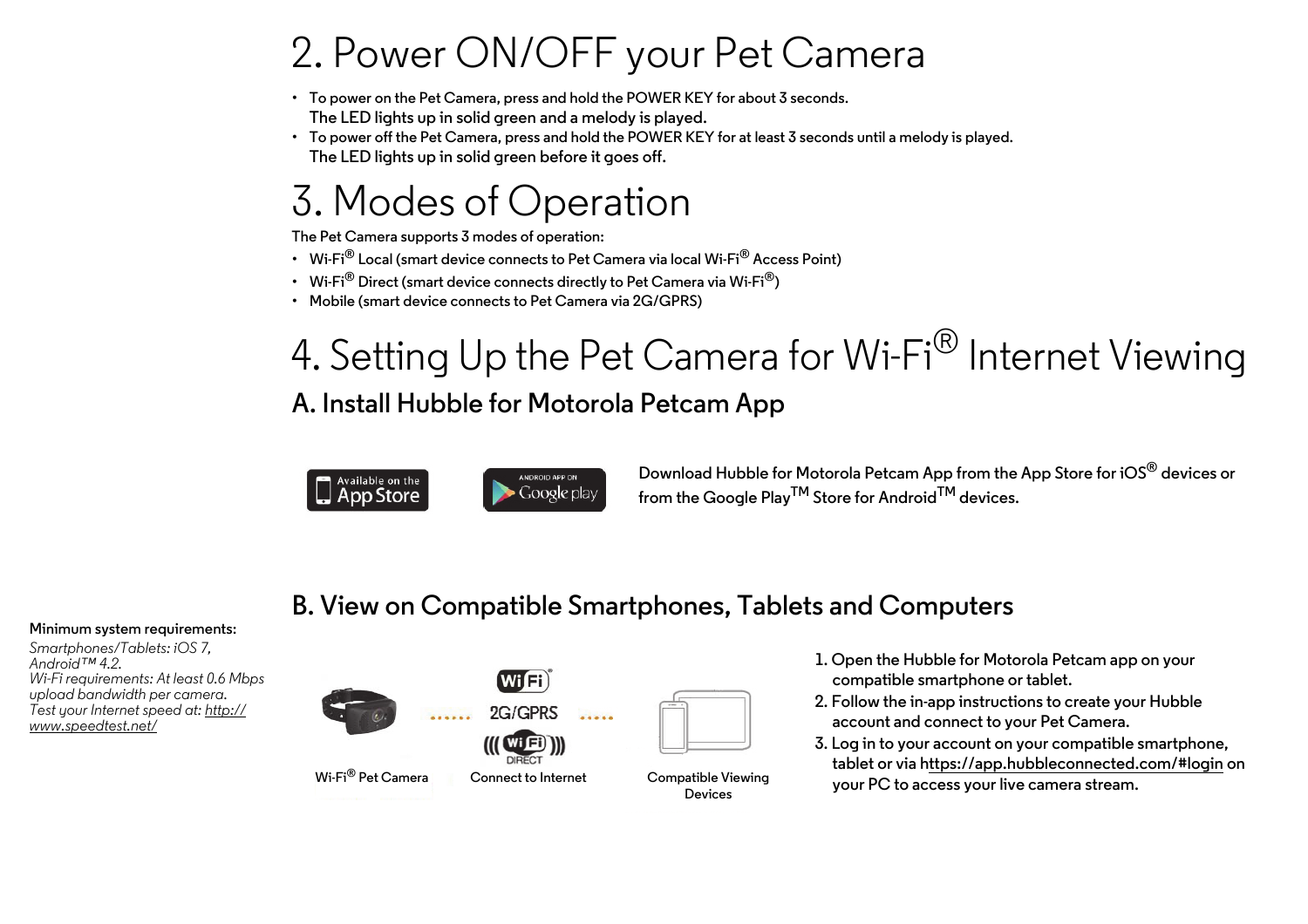# 2. Power ON/OFF your Pet Camera

- To power on the Pet Camera, press and hold the POWER KEY for about 3 seconds.
  The LED lights up in solid green and a melody is played.
- To power off the Pet Camera, press and hold the POWER KEY for at least 3 seconds until a melody is played.
  The LED lights up in solid green before it goes off.

# 3. Modes of Operation

The Pet Camera supports 3 modes of operation:

- Wi-Fi® Local (smart device connects to Pet Camera via local Wi-Fi® Access Point)
- Wi-Fi® Direct (smart device connects directly to Pet Camera via Wi-Fi®)
- Mobile (smart device connects to Pet Camera via 2G/GPRS)

# 4. Setting Up the Pet Camera for Wi-Fi® Internet Viewing

## A. Install Hubble for Motorola Petcam App

Available on the App Store

ANDROID APP ON Google play

Download Hubble for Motorola Petcam App from the App Store for iOS® devices or from the Google Play™ Store for Android™ devices.

## B. View on Compatible Smartphones, Tablets and Computers

**Minimum system requirements:**

*Smartphones/Tablets: iOS 7, Android™ 4.2.*
*Wi-Fi requirements: At least 0.6 Mbps upload bandwidth per camera.*
*Test your Internet speed at: http://www.speedtest.net/*

Wi-Fi® Pet Camera

Wi Fi
2G/GPRS
Wi Fi DIRECT
Connect to Internet

Compatible Viewing Devices

1. Open the Hubble for Motorola Petcam app on your compatible smartphone or tablet.
2. Follow the in-app instructions to create your Hubble account and connect to your Pet Camera.
3. Log in to your account on your compatible smartphone, tablet or via https://app.hubbleconnected.com/#login on your PC to access your live camera stream.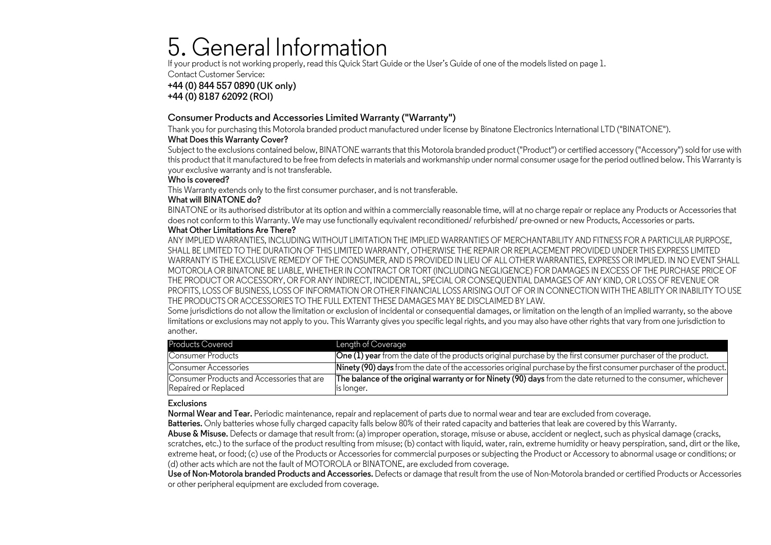# 5. General Information

If your product is not working properly, read this Quick Start Guide or the User's Guide of one of the models listed on page 1.

Contact Customer Service:

**+44 (0) 844 557 0890 (UK only)**
**+44 (0) 8187 62092 (ROI)**

## Consumer Products and Accessories Limited Warranty ("Warranty")

Thank you for purchasing this Motorola branded product manufactured under license by Binatone Electronics International LTD ("BINATONE").

**What Does this Warranty Cover?**

Subject to the exclusions contained below, BINATONE warrants that this Motorola branded product ("Product") or certified accessory ("Accessory") sold for use with this product that it manufactured to be free from defects in materials and workmanship under normal consumer usage for the period outlined below. This Warranty is your exclusive warranty and is not transferable.

**Who is covered?**

This Warranty extends only to the first consumer purchaser, and is not transferable.

**What will BINATONE do?**

BINATONE or its authorised distributor at its option and within a commercially reasonable time, will at no charge repair or replace any Products or Accessories that does not conform to this Warranty. We may use functionally equivalent reconditioned/ refurbished/ pre-owned or new Products, Accessories or parts.

**What Other Limitations Are There?**

ANY IMPLIED WARRANTIES, INCLUDING WITHOUT LIMITATION THE IMPLIED WARRANTIES OF MERCHANTABILITY AND FITNESS FOR A PARTICULAR PURPOSE, SHALL BE LIMITED TO THE DURATION OF THIS LIMITED WARRANTY, OTHERWISE THE REPAIR OR REPLACEMENT PROVIDED UNDER THIS EXPRESS LIMITED WARRANTY IS THE EXCLUSIVE REMEDY OF THE CONSUMER, AND IS PROVIDED IN LIEU OF ALL OTHER WARRANTIES, EXPRESS OR IMPLIED. IN NO EVENT SHALL MOTOROLA OR BINATONE BE LIABLE, WHETHER IN CONTRACT OR TORT (INCLUDING NEGLIGENCE) FOR DAMAGES IN EXCESS OF THE PURCHASE PRICE OF THE PRODUCT OR ACCESSORY, OR FOR ANY INDIRECT, INCIDENTAL, SPECIAL OR CONSEQUENTIAL DAMAGES OF ANY KIND, OR LOSS OF REVENUE OR PROFITS, LOSS OF BUSINESS, LOSS OF INFORMATION OR OTHER FINANCIAL LOSS ARISING OUT OF OR IN CONNECTION WITH THE ABILITY OR INABILITY TO USE THE PRODUCTS OR ACCESSORIES TO THE FULL EXTENT THESE DAMAGES MAY BE DISCLAIMED BY LAW.

Some jurisdictions do not allow the limitation or exclusion of incidental or consequential damages, or limitation on the length of an implied warranty, so the above limitations or exclusions may not apply to you. This Warranty gives you specific legal rights, and you may also have other rights that vary from one jurisdiction to another.

| Products Covered | Length of Coverage |
|---|---|
| Consumer Products | **One (1) year** from the date of the products original purchase by the first consumer purchaser of the product. |
| Consumer Accessories | **Ninety (90) days** from the date of the accessories original purchase by the first consumer purchaser of the product. |
| Consumer Products and Accessories that are Repaired or Replaced | **The balance of the original warranty or for Ninety (90) days** from the date returned to the consumer, whichever is longer. |

**Exclusions**

**Normal Wear and Tear.** Periodic maintenance, repair and replacement of parts due to normal wear and tear are excluded from coverage.

**Batteries.** Only batteries whose fully charged capacity falls below 80% of their rated capacity and batteries that leak are covered by this Warranty.

**Abuse & Misuse.** Defects or damage that result from: (a) improper operation, storage, misuse or abuse, accident or neglect, such as physical damage (cracks, scratches, etc.) to the surface of the product resulting from misuse; (b) contact with liquid, water, rain, extreme humidity or heavy perspiration, sand, dirt or the like, extreme heat, or food; (c) use of the Products or Accessories for commercial purposes or subjecting the Product or Accessory to abnormal usage or conditions; or (d) other acts which are not the fault of MOTOROLA or BINATONE, are excluded from coverage.

**Use of Non-Motorola branded Products and Accessories.** Defects or damage that result from the use of Non-Motorola branded or certified Products or Accessories or other peripheral equipment are excluded from coverage.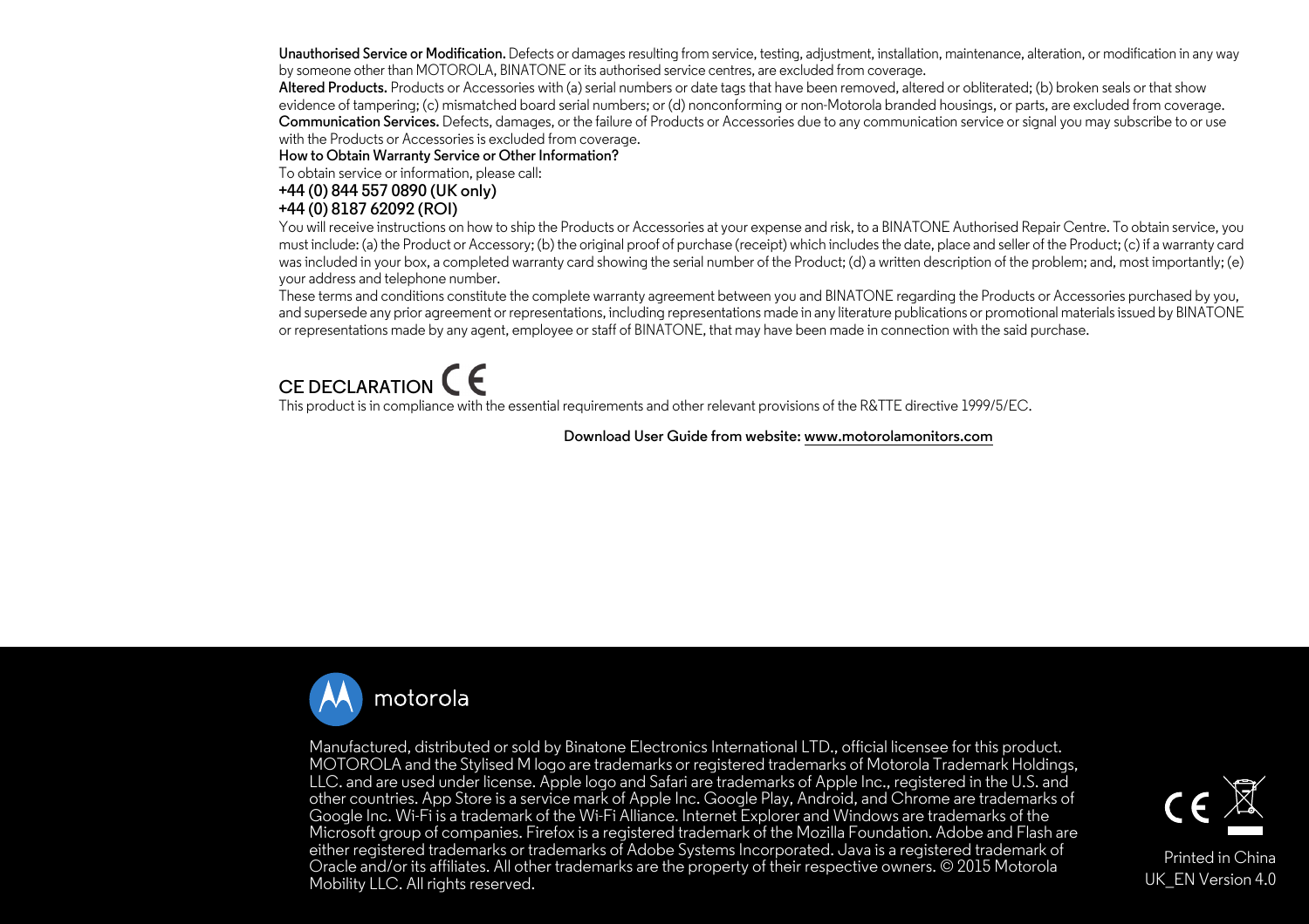**Unauthorised Service or Modification.** Defects or damages resulting from service, testing, adjustment, installation, maintenance, alteration, or modification in any way by someone other than MOTOROLA, BINATONE or its authorised service centres, are excluded from coverage.

**Altered Products.** Products or Accessories with (a) serial numbers or date tags that have been removed, altered or obliterated; (b) broken seals or that show evidence of tampering; (c) mismatched board serial numbers; or (d) nonconforming or non-Motorola branded housings, or parts, are excluded from coverage.

**Communication Services.** Defects, damages, or the failure of Products or Accessories due to any communication service or signal you may subscribe to or use with the Products or Accessories is excluded from coverage.

**How to Obtain Warranty Service or Other Information?**

To obtain service or information, please call:

**+44 (0) 844 557 0890 (UK only)**

**+44 (0) 8187 62092 (ROI)**

You will receive instructions on how to ship the Products or Accessories at your expense and risk, to a BINATONE Authorised Repair Centre. To obtain service, you must include: (a) the Product or Accessory; (b) the original proof of purchase (receipt) which includes the date, place and seller of the Product; (c) if a warranty card was included in your box, a completed warranty card showing the serial number of the Product; (d) a written description of the problem; and, most importantly; (e) your address and telephone number.

These terms and conditions constitute the complete warranty agreement between you and BINATONE regarding the Products or Accessories purchased by you, and supersede any prior agreement or representations, including representations made in any literature publications or promotional materials issued by BINATONE or representations made by any agent, employee or staff of BINATONE, that may have been made in connection with the said purchase.

## CE DECLARATION CE

This product is in compliance with the essential requirements and other relevant provisions of the R&TTE directive 1999/5/EC.

**Download User Guide from website: www.motorolamonitors.com**

motorola

Manufactured, distributed or sold by Binatone Electronics International LTD., official licensee for this product. MOTOROLA and the Stylised M logo are trademarks or registered trademarks of Motorola Trademark Holdings, LLC. and are used under license. Apple logo and Safari are trademarks of Apple Inc., registered in the U.S. and other countries. App Store is a service mark of Apple Inc. Google Play, Android, and Chrome are trademarks of Google Inc. Wi-Fi is a trademark of the Wi-Fi Alliance. Internet Explorer and Windows are trademarks of the Microsoft group of companies. Firefox is a registered trademark of the Mozilla Foundation. Adobe and Flash are either registered trademarks or trademarks of Adobe Systems Incorporated. Java is a registered trademark of Oracle and/or its affiliates. All other trademarks are the property of their respective owners. © 2015 Motorola Mobility LLC. All rights reserved.

Printed in China

UK_EN Version 4.0